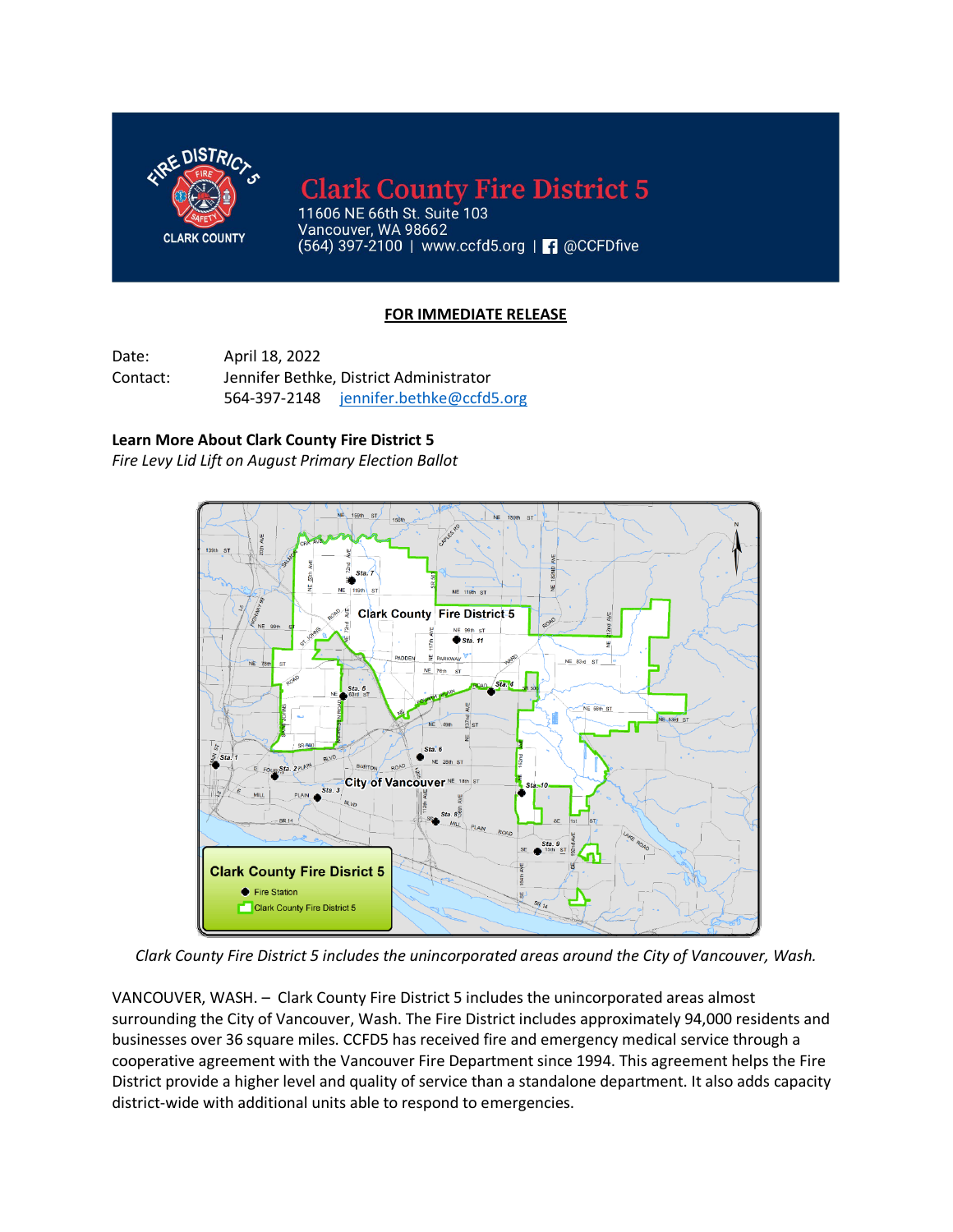# Clark County Fire District 5

11606 NE 66th St. Suite 103
Vancouver, WA 98662
(564) 397-2100 | www.ccfd5.org | @CCFDfive

**FOR IMMEDIATE RELEASE**

Date: April 18, 2022
Contact: Jennifer Bethke, District Administrator
564-397-2148 jennifer.bethke@ccfd5.org

**Learn More About Clark County Fire District 5**

*Fire Levy Lid Lift on August Primary Election Ballot*

*Clark County Fire District 5 includes the unincorporated areas around the City of Vancouver, Wash.*

VANCOUVER, WASH. – Clark County Fire District 5 includes the unincorporated areas almost surrounding the City of Vancouver, Wash. The Fire District includes approximately 94,000 residents and businesses over 36 square miles. CCFD5 has received fire and emergency medical service through a cooperative agreement with the Vancouver Fire Department since 1994. This agreement helps the Fire District provide a higher level and quality of service than a standalone department. It also adds capacity district-wide with additional units able to respond to emergencies.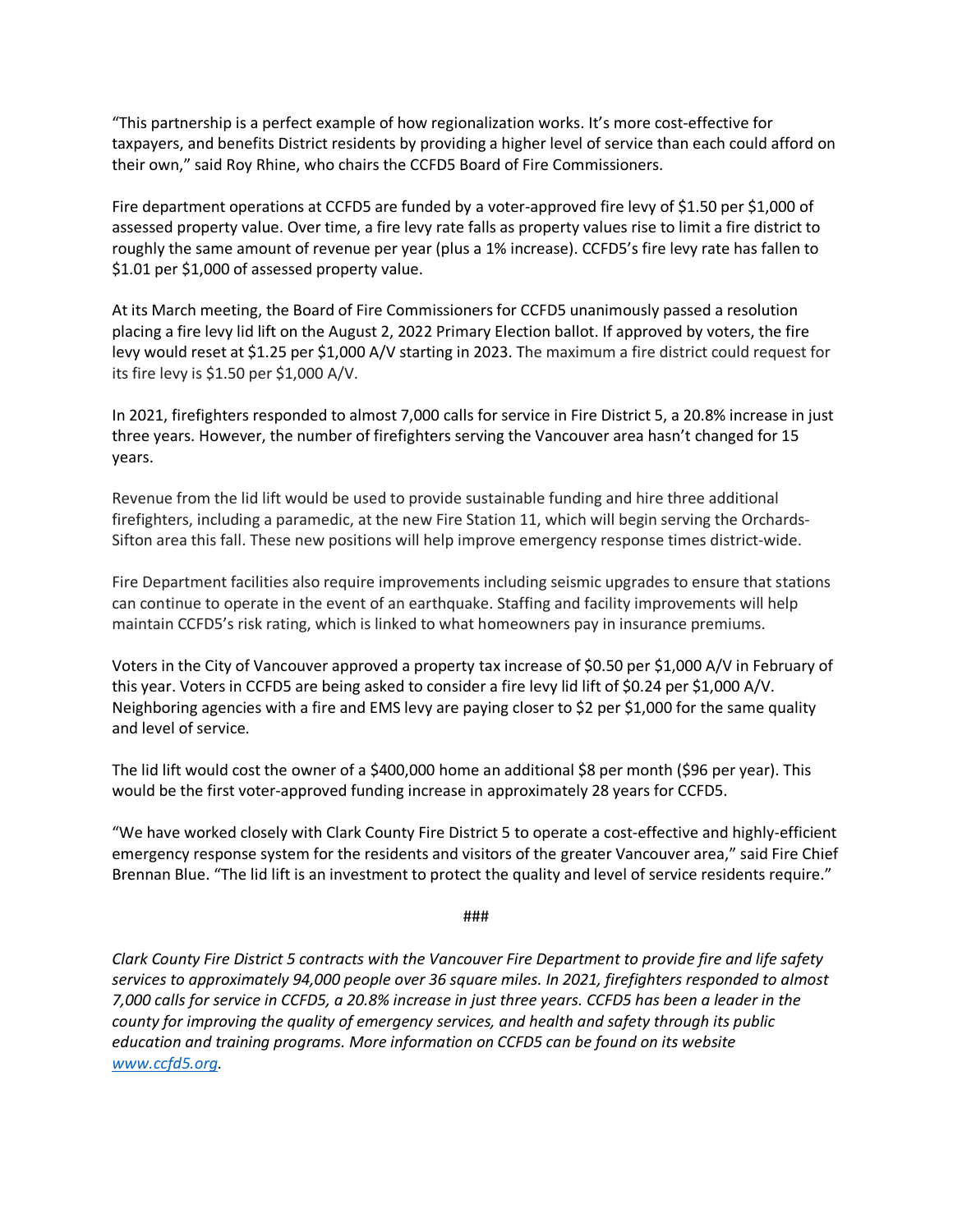"This partnership is a perfect example of how regionalization works. It's more cost-effective for taxpayers, and benefits District residents by providing a higher level of service than each could afford on their own," said Roy Rhine, who chairs the CCFD5 Board of Fire Commissioners.

Fire department operations at CCFD5 are funded by a voter-approved fire levy of $1.50 per $1,000 of assessed property value. Over time, a fire levy rate falls as property values rise to limit a fire district to roughly the same amount of revenue per year (plus a 1% increase). CCFD5's fire levy rate has fallen to $1.01 per $1,000 of assessed property value.

At its March meeting, the Board of Fire Commissioners for CCFD5 unanimously passed a resolution placing a fire levy lid lift on the August 2, 2022 Primary Election ballot. If approved by voters, the fire levy would reset at $1.25 per $1,000 A/V starting in 2023. The maximum a fire district could request for its fire levy is $1.50 per $1,000 A/V.

In 2021, firefighters responded to almost 7,000 calls for service in Fire District 5, a 20.8% increase in just three years. However, the number of firefighters serving the Vancouver area hasn't changed for 15 years.

Revenue from the lid lift would be used to provide sustainable funding and hire three additional firefighters, including a paramedic, at the new Fire Station 11, which will begin serving the Orchards-Sifton area this fall. These new positions will help improve emergency response times district-wide.

Fire Department facilities also require improvements including seismic upgrades to ensure that stations can continue to operate in the event of an earthquake. Staffing and facility improvements will help maintain CCFD5's risk rating, which is linked to what homeowners pay in insurance premiums.

Voters in the City of Vancouver approved a property tax increase of $0.50 per $1,000 A/V in February of this year. Voters in CCFD5 are being asked to consider a fire levy lid lift of $0.24 per $1,000 A/V. Neighboring agencies with a fire and EMS levy are paying closer to $2 per $1,000 for the same quality and level of service.

The lid lift would cost the owner of a $400,000 home an additional $8 per month ($96 per year). This would be the first voter-approved funding increase in approximately 28 years for CCFD5.

"We have worked closely with Clark County Fire District 5 to operate a cost-effective and highly-efficient emergency response system for the residents and visitors of the greater Vancouver area," said Fire Chief Brennan Blue. "The lid lift is an investment to protect the quality and level of service residents require."

###

*Clark County Fire District 5 contracts with the Vancouver Fire Department to provide fire and life safety services to approximately 94,000 people over 36 square miles. In 2021, firefighters responded to almost 7,000 calls for service in CCFD5, a 20.8% increase in just three years. CCFD5 has been a leader in the county for improving the quality of emergency services, and health and safety through its public education and training programs. More information on CCFD5 can be found on its website [www.ccfd5.org](http://www.ccfd5.org).*